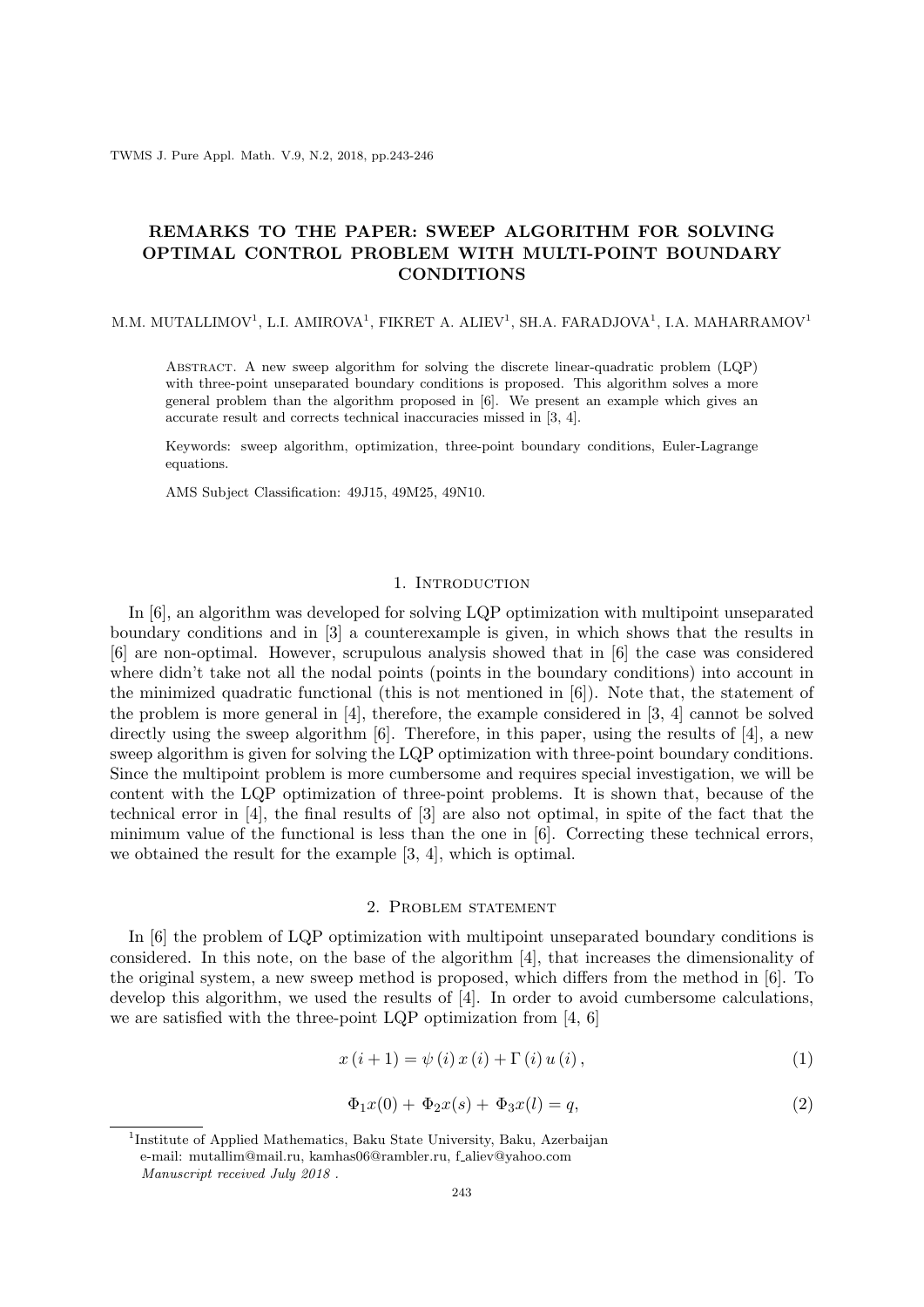# REMARKS TO THE PAPER: SWEEP ALGORITHM FOR SOLVING OPTIMAL CONTROL PROBLEM WITH MULTI-POINT BOUNDARY CONDITIONS

M.M. MUTALLIMOV[1], L.I. AMIROVA[1], FIKRET A. ALIEV[1], SH.A. FARADJOVA[1], I.A. MAHARRAMOV[1]

Abstract. A new sweep algorithm for solving the discrete linear-quadratic problem (LQP) with three-point unseparated boundary conditions is proposed. This algorithm solves a more general problem than the algorithm proposed in [6]. We present an example which gives an accurate result and corrects technical inaccuracies missed in [3, 4].

Keywords: sweep algorithm, optimization, three-point boundary conditions, Euler-Lagrange equations.

AMS Subject Classification: 49J15, 49M25, 49N10.

## 1. Introduction

In [6], an algorithm was developed for solving LQP optimization with multipoint unseparated boundary conditions and in [3] a counterexample is given, in which shows that the results in [6] are non-optimal. However, scrupulous analysis showed that in [6] the case was considered where didn't take not all the nodal points (points in the boundary conditions) into account in the minimized quadratic functional (this is not mentioned in [6]). Note that, the statement of the problem is more general in [4], therefore, the example considered in [3, 4] cannot be solved directly using the sweep algorithm [6]. Therefore, in this paper, using the results of [4], a new sweep algorithm is given for solving the LQP optimization with three-point boundary conditions. Since the multipoint problem is more cumbersome and requires special investigation, we will be content with the LQP optimization of three-point problems. It is shown that, because of the technical error in [4], the final results of [3] are also not optimal, in spite of the fact that the minimum value of the functional is less than the one in [6]. Correcting these technical errors, we obtained the result for the example [3, 4], which is optimal.

## 2. Problem statement

In [6] the problem of LQP optimization with multipoint unseparated boundary conditions is considered. In this note, on the base of the algorithm [4], that increases the dimensionality of the original system, a new sweep method is proposed, which differs from the method in [6]. To develop this algorithm, we used the results of [4]. In order to avoid cumbersome calculations, we are satisfied with the three-point LQP optimization from [4, 6]

$$x(i+1) = \psi(i)\, x(i) + \Gamma(i)\, u(i), \tag{1}$$

$$\Phi_1 x(0) + \Phi_2 x(s) + \Phi_3 x(l) = q, \tag{2}$$

[1]Institute of Applied Mathematics, Baku State University, Baku, Azerbaijan
e-mail: mutallim@mail.ru, kamhas06@rambler.ru, f_aliev@yahoo.com
*Manuscript received July 2018 .*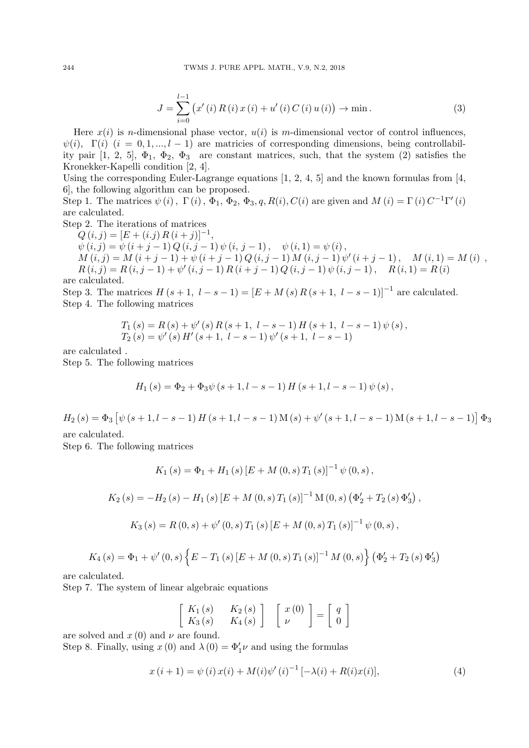$$J = \sum_{i=0}^{l-1} \left( x'(i) R(i) x(i) + u'(i) C(i) u(i) \right) \to \min . \tag{3}$$

Here $x(i)$ is $n$-dimensional phase vector, $u(i)$ is $m$-dimensional vector of control influences, $\psi(i)$, $\Gamma(i)$ $(i = 0, 1, ..., l-1)$ are matricies of corresponding dimensions, being controllability pair [1, 2, 5], $\Phi_1$, $\Phi_2$, $\Phi_3$ are constant matrices, such, that the system (2) satisfies the Kronekker-Kapelli condition [2, 4].

Using the corresponding Euler-Lagrange equations [1, 2, 4, 5] and the known formulas from [4, 6], the following algorithm can be proposed.

Step 1. The matrices $\psi(i)$, $\Gamma(i)$, $\Phi_1$, $\Phi_2$, $\Phi_3, q, R(i), C(i)$ are given and $M(i) = \Gamma(i) C^{-1} \Gamma'(i)$ are calculated.

Step 2. The iterations of matrices

$Q(i,j) = [E + (i.j) R(i+j)]^{-1}$,

$\psi(i,j) = \psi(i+j-1) Q(i,j-1) \psi(i,j-1), \quad \psi(i,1) = \psi(i)$,

$M(i,j) = M(i+j-1) + \psi(i+j-1) Q(i,j-1) M(i,j-1) \psi'(i+j-1), \quad M(i,1) = M(i)$ ,

$R(i,j) = R(i,j-1) + \psi'(i,j-1) R(i+j-1) Q(i,j-1) \psi(i,j-1), \quad R(i,1) = R(i)$

are calculated.

Step 3. The matrices $H(s+1,\ l-s-1) = [E + M(s) R(s+1,\ l-s-1)]^{-1}$ are calculated.

Step 4. The following matrices

$$T_1(s) = R(s) + \psi'(s) R(s+1,\ l-s-1) H(s+1,\ l-s-1) \psi(s),$$
$$T_2(s) = \psi'(s) H'(s+1,\ l-s-1) \psi'(s+1,\ l-s-1)$$

are calculated .

Step 5. The following matrices

$$H_1(s) = \Phi_2 + \Phi_3 \psi(s+1, l-s-1) H(s+1, l-s-1) \psi(s),$$

$$H_2(s) = \Phi_3 \left[ \psi(s+1, l-s-1) H(s+1, l-s-1) \mathrm{M}(s) + \psi'(s+1, l-s-1) \mathrm{M}(s+1, l-s-1) \right] \Phi_3$$

are calculated.

Step 6. The following matrices

$$K_1(s) = \Phi_1 + H_1(s) [E + M(0,s) T_1(s)]^{-1} \psi(0,s),$$

$$K_2(s) = -H_2(s) - H_1(s) [E + M(0,s) T_1(s)]^{-1} \mathrm{M}(0,s) \left( \Phi_2' + T_2(s) \Phi_3' \right),$$

$$K_3(s) = R(0,s) + \psi'(0,s) T_1(s) [E + M(0,s) T_1(s)]^{-1} \psi(0,s),$$

$$K_4(s) = \Phi_1 + \psi'(0,s) \left\{ E - T_1(s) [E + M(0,s) T_1(s)]^{-1} M(0,s) \right\} \left( \Phi_2' + T_2(s) \Phi_3' \right)$$

are calculated.

Step 7. The system of linear algebraic equations

$$\begin{bmatrix} K_1(s) & K_2(s) \\ K_3(s) & K_4(s) \end{bmatrix} \begin{bmatrix} x(0) \\ \nu \end{bmatrix} = \begin{bmatrix} q \\ 0 \end{bmatrix}$$

are solved and $x(0)$ and $\nu$ are found.

Step 8. Finally, using $x(0)$ and $\lambda(0) = \Phi_1' \nu$ and using the formulas

$$x(i+1) = \psi(i) x(i) + M(i) \psi'(i)^{-1} [-\lambda(i) + R(i) x(i)], \tag{4}$$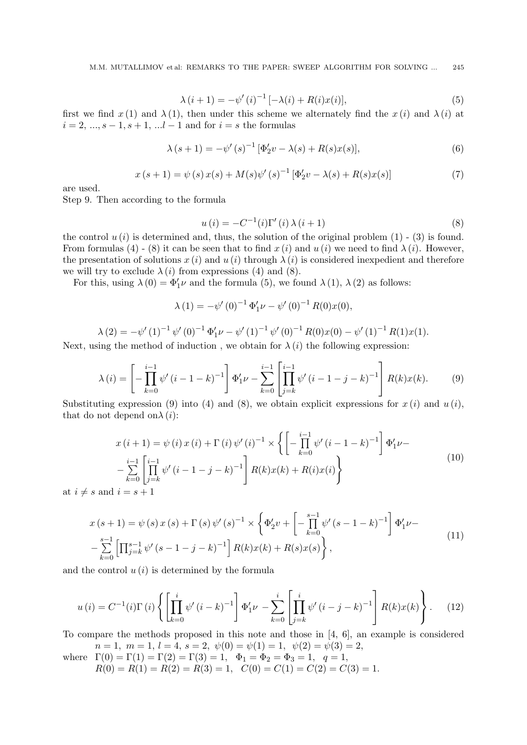$$\lambda\left(i+1\right)=-\psi'\left(i\right)^{-1}\left[-\lambda(i)+R(i)x(i)\right],\tag{5}$$

first we find $x\left(1\right)$ and $\lambda\left(1\right)$, then under this scheme we alternately find the $x\left(i\right)$ and $\lambda\left(i\right)$ at $i=2,\ ...,s-1,s+1,\ ...l-1$ and for $i=s$ the formulas

$$\lambda\left(s+1\right)=-\psi'\left(s\right)^{-1}\left[\Phi_2'v-\lambda(s)+R(s)x(s)\right],\tag{6}$$

$$x\left(s+1\right)=\psi\left(s\right)x(s)+M(s)\psi'\left(s\right)^{-1}\left[\Phi_2'v-\lambda(s)+R(s)x(s)\right]\tag{7}$$

are used.

Step 9. Then according to the formula

$$u\left(i\right)=-C^{-1}(i)\Gamma'\left(i\right)\lambda\left(i+1\right)\tag{8}$$

the control $u\left(i\right)$ is determined and, thus, the solution of the original problem (1) - (3) is found. From formulas (4) - (8) it can be seen that to find $x\left(i\right)$ and $u\left(i\right)$ we need to find $\lambda\left(i\right)$. However, the presentation of solutions $x\left(i\right)$ and $u\left(i\right)$ through $\lambda\left(i\right)$ is considered inexpedient and therefore we will try to exclude $\lambda\left(i\right)$ from expressions (4) and (8).

For this, using $\lambda\left(0\right)=\Phi_1'\nu$ and the formula (5), we found $\lambda\left(1\right)$, $\lambda\left(2\right)$ as follows:

$$\lambda\left(1\right)=-\psi'\left(0\right)^{-1}\Phi_1'\nu-\psi'\left(0\right)^{-1}R(0)x(0),$$

$$\lambda\left(2\right)=-\psi'\left(1\right)^{-1}\psi'\left(0\right)^{-1}\Phi_1'\nu-\psi'\left(1\right)^{-1}\psi'\left(0\right)^{-1}R(0)x(0)-\psi'\left(1\right)^{-1}R(1)x(1).$$

Next, using the method of induction , we obtain for $\lambda\left(i\right)$ the following expression:

$$\lambda\left(i\right)=\left[-\prod_{k=0}^{i-1}\psi'\left(i-1-k\right)^{-1}\right]\Phi_1'\nu-\sum_{k=0}^{i-1}\left[\prod_{j=k}^{i-1}\psi'\left(i-1-j-k\right)^{-1}\right]R(k)x(k).\tag{9}$$

Substituting expression (9) into (4) and (8), we obtain explicit expressions for $x\left(i\right)$ and $u\left(i\right)$, that do not depend on$\lambda\left(i\right)$:

$$\begin{gathered}x\left(i+1\right)=\psi\left(i\right)x\left(i\right)+\Gamma\left(i\right)\psi'\left(i\right)^{-1}\times\left\{\left[-\prod_{k=0}^{i-1}\psi'\left(i-1-k\right)^{-1}\right]\Phi_1'\nu-\right.\\ \left.-\sum_{k=0}^{i-1}\left[\prod_{j=k}^{i-1}\psi'\left(i-1-j-k\right)^{-1}\right]R(k)x(k)+R(i)x(i)\right\}\end{gathered}\tag{10}$$

at $i\neq s$ and $i=s+1$

$$\begin{gathered}x\left(s+1\right)=\psi\left(s\right)x\left(s\right)+\Gamma\left(s\right)\psi'\left(s\right)^{-1}\times\left\{\Phi_2'v+\left[-\prod_{k=0}^{s-1}\psi'\left(s-1-k\right)^{-1}\right]\Phi_1'\nu-\right.\\ \left.-\sum_{k=0}^{s-1}\left[\prod_{j=k}^{s-1}\psi'\left(s-1-j-k\right)^{-1}\right]R(k)x(k)+R(s)x(s)\right\},\end{gathered}\tag{11}$$

and the control $u\left(i\right)$ is determined by the formula

$$u\left(i\right)=C^{-1}(i)\Gamma\left(i\right)\left\{\left[\prod_{k=0}^{i}\psi'\left(i-k\right)^{-1}\right]\Phi_1'\nu-\sum_{k=0}^{i}\left[\prod_{j=k}^{i}\psi'\left(i-j-k\right)^{-1}\right]R(k)x(k)\right\}.\tag{12}$$

To compare the methods proposed in this note and those in [4, 6], an example is considered

$n=1,\ m=1,\ l=4,\ s=2,\ \psi(0)=\psi(1)=1,\ \psi(2)=\psi(3)=2,$

where $\Gamma(0)=\Gamma(1)=\Gamma(2)=\Gamma(3)=1,\ \ \Phi_1=\Phi_2=\Phi_3=1,\ \ q=1,$

$R(0)=R(1)=R(2)=R(3)=1,\ \ C(0)=C(1)=C(2)=C(3)=1.$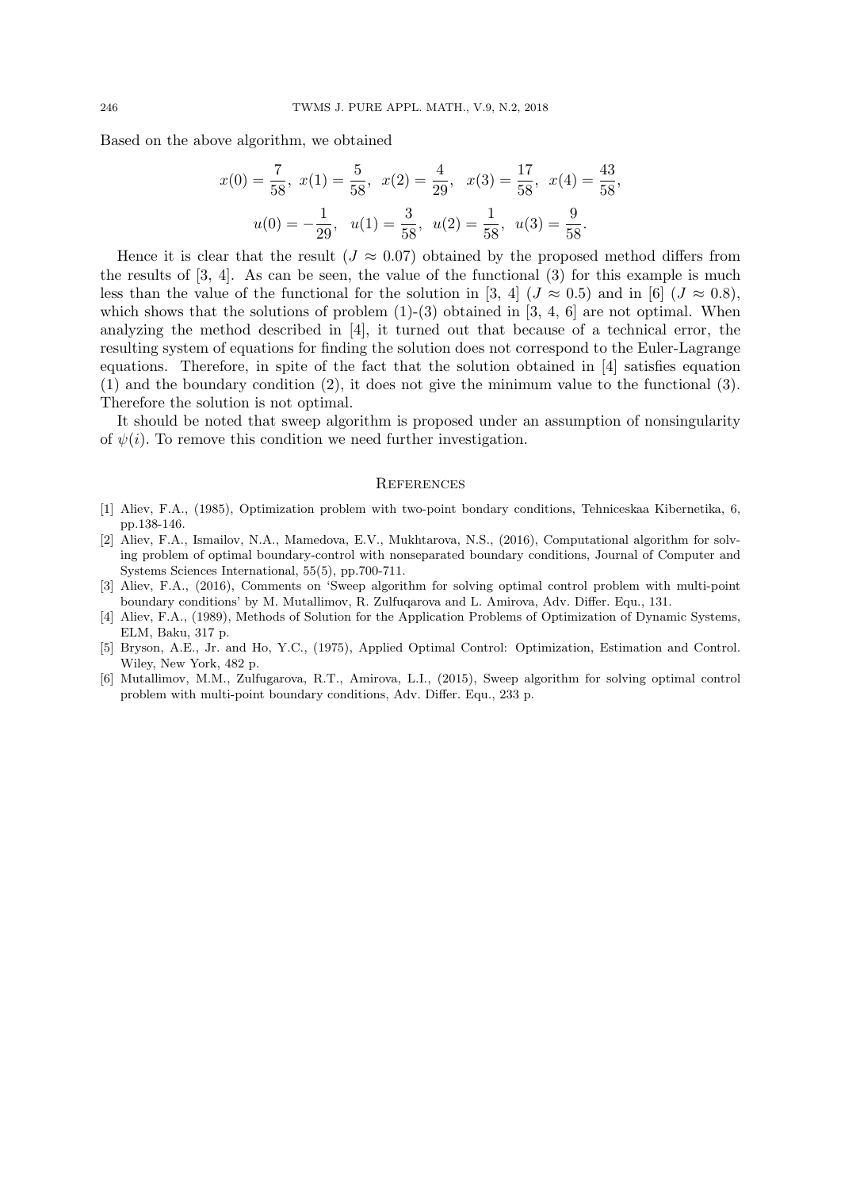Based on the above algorithm, we obtained

$$x(0) = \frac{7}{58},\ x(1) = \frac{5}{58},\ x(2) = \frac{4}{29},\ \ x(3) = \frac{17}{58},\ \ x(4) = \frac{43}{58},$$

$$u(0) = -\frac{1}{29},\ \ u(1) = \frac{3}{58},\ \ u(2) = \frac{1}{58},\ \ u(3) = \frac{9}{58}.$$

Hence it is clear that the result ($J \approx 0.07$) obtained by the proposed method differs from the results of [3, 4]. As can be seen, the value of the functional (3) for this example is much less than the value of the functional for the solution in [3, 4] ($J \approx 0.5$) and in [6] ($J \approx 0.8$), which shows that the solutions of problem (1)-(3) obtained in [3, 4, 6] are not optimal. When analyzing the method described in [4], it turned out that because of a technical error, the resulting system of equations for finding the solution does not correspond to the Euler-Lagrange equations. Therefore, in spite of the fact that the solution obtained in [4] satisfies equation (1) and the boundary condition (2), it does not give the minimum value to the functional (3). Therefore the solution is not optimal.

It should be noted that sweep algorithm is proposed under an assumption of nonsingularity of $\psi(i)$. To remove this condition we need further investigation.

## References

[1] Aliev, F.A., (1985), Optimization problem with two-point bondary conditions, Tehniceskaa Kibernetika, 6, pp.138-146.

[2] Aliev, F.A., Ismailov, N.A., Mamedova, E.V., Mukhtarova, N.S., (2016), Computational algorithm for solving problem of optimal boundary-control with nonseparated boundary conditions, Journal of Computer and Systems Sciences International, 55(5), pp.700-711.

[3] Aliev, F.A., (2016), Comments on 'Sweep algorithm for solving optimal control problem with multi-point boundary conditions' by M. Mutallimov, R. Zulfuqarova and L. Amirova, Adv. Differ. Equ., 131.

[4] Aliev, F.A., (1989), Methods of Solution for the Application Problems of Optimization of Dynamic Systems, ELM, Baku, 317 p.

[5] Bryson, A.E., Jr. and Ho, Y.C., (1975), Applied Optimal Control: Optimization, Estimation and Control. Wiley, New York, 482 p.

[6] Mutallimov, M.M., Zulfugarova, R.T., Amirova, L.I., (2015), Sweep algorithm for solving optimal control problem with multi-point boundary conditions, Adv. Differ. Equ., 233 p.